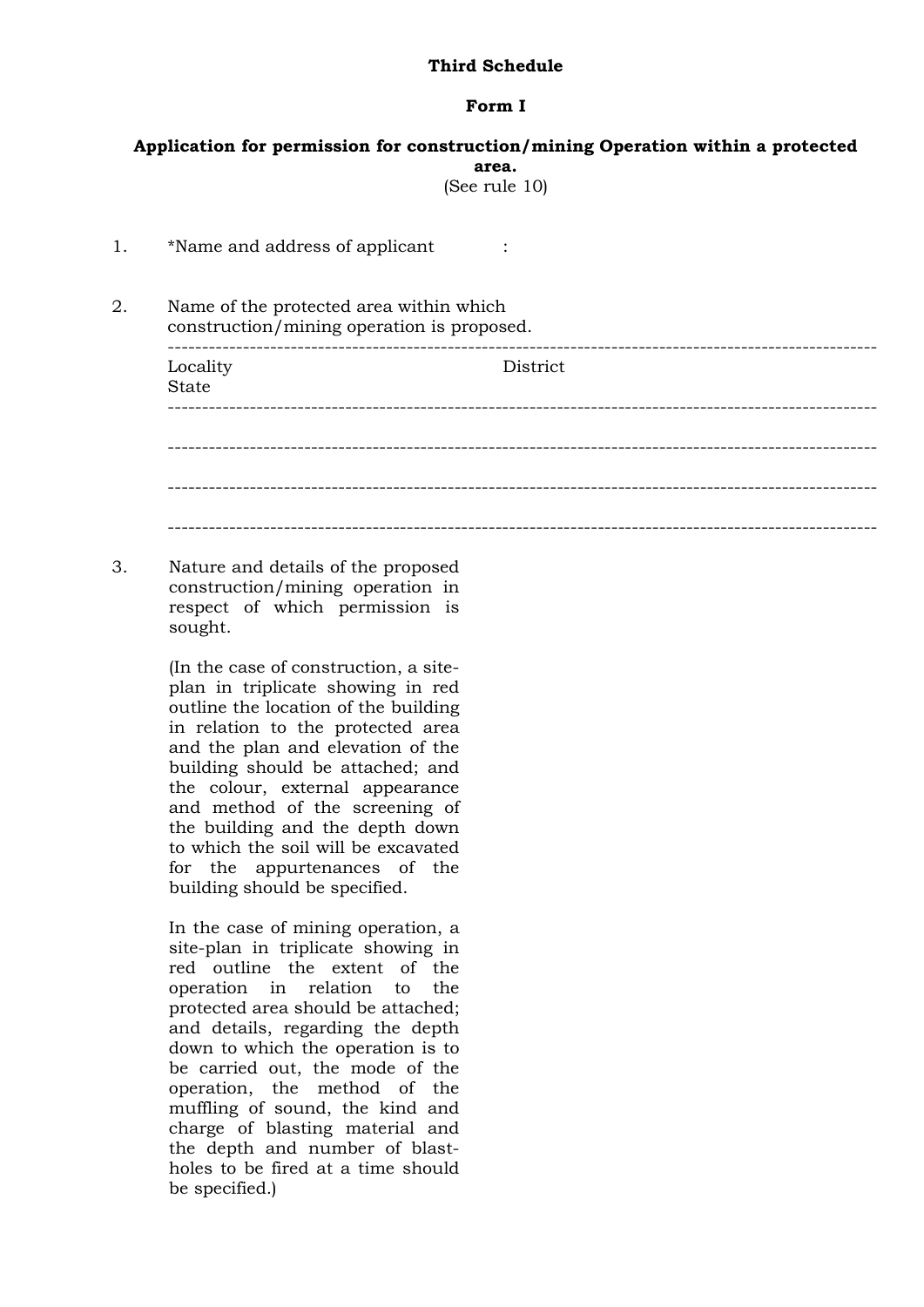**Third Schedule**

**Form I**

**Application for permission for construction/mining Operation within a protected area.**

(See rule 10)

1. *Name and address of applicant :

2. Name of the protected area within which construction/mining operation is proposed.

| Locality | District | State |
|---|---|---|
| | | |
| | | |
| | | |

3. Nature and details of the proposed construction/mining operation in respect of which permission is sought.

   (In the case of construction, a site-plan in triplicate showing in red outline the location of the building in relation to the protected area and the plan and elevation of the building should be attached; and the colour, external appearance and method of the screening of the building and the depth down to which the soil will be excavated for the appurtenances of the building should be specified.

   In the case of mining operation, a site-plan in triplicate showing in red outline the extent of the operation in relation to the protected area should be attached; and details, regarding the depth down to which the operation is to be carried out, the mode of the operation, the method of the muffling of sound, the kind and charge of blasting material and the depth and number of blast-holes to be fired at a time should be specified.)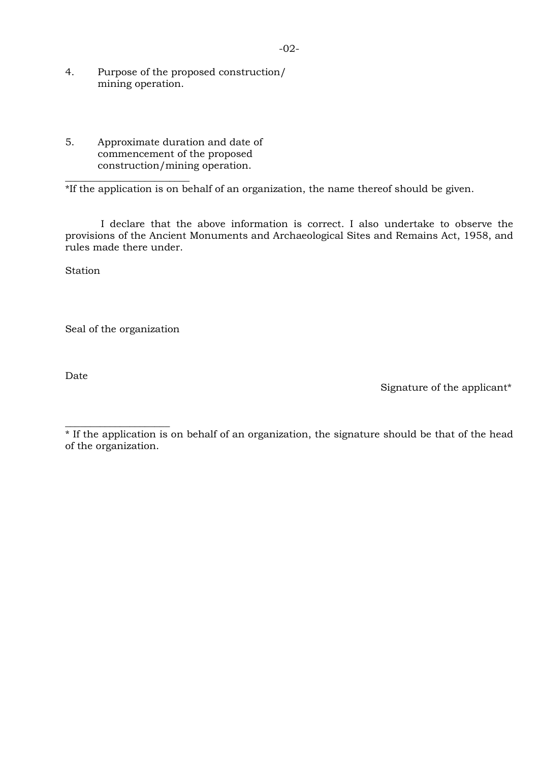4. Purpose of the proposed construction/ mining operation.

5. Approximate duration and date of commencement of the proposed construction/mining operation.

---

*If the application is on behalf of an organization, the name thereof should be given.

I declare that the above information is correct. I also undertake to observe the provisions of the Ancient Monuments and Archaeological Sites and Remains Act, 1958, and rules made there under.

Station

Seal of the organization

Date

Signature of the applicant*

---

* If the application is on behalf of an organization, the signature should be that of the head of the organization.